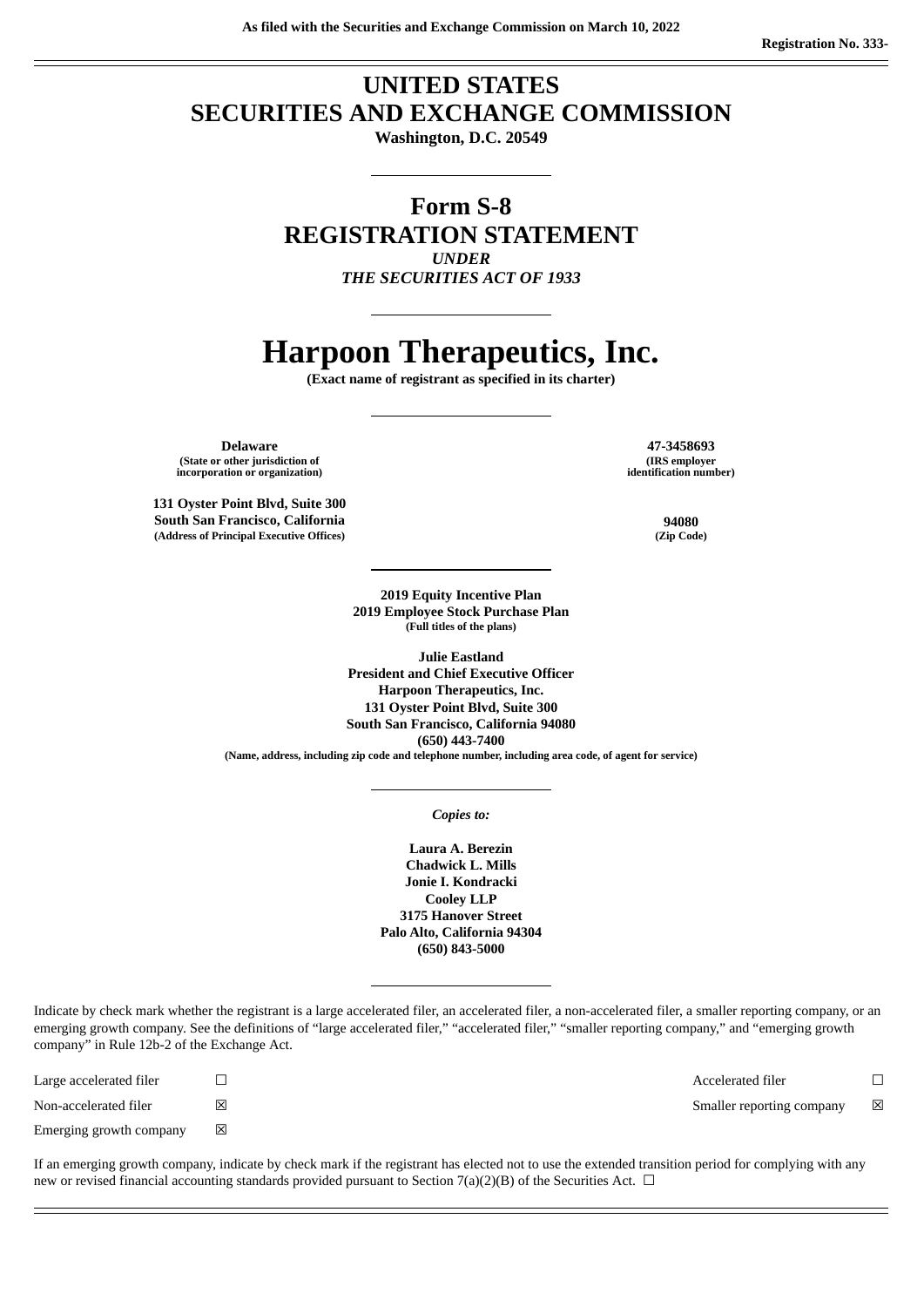As filed with the Securities and Exchange Commission on March 10, 2022

Registration No. 333-

# UNITED STATES
# SECURITIES AND EXCHANGE COMMISSION

**Washington, D.C. 20549**

## Form S-8
## REGISTRATION STATEMENT

***UNDER***
***THE SECURITIES ACT OF 1933***

# Harpoon Therapeutics, Inc.

**(Exact name of registrant as specified in its charter)**

| | |
|---|---|
| **Delaware**<br>**(State or other jurisdiction of incorporation or organization)** | **47-3458693**<br>**(IRS employer identification number)** |
| **131 Oyster Point Blvd, Suite 300**<br>**South San Francisco, California**<br>**(Address of Principal Executive Offices)** | **94080**<br>**(Zip Code)** |

**2019 Equity Incentive Plan**
**2019 Employee Stock Purchase Plan**
**(Full titles of the plans)**

**Julie Eastland**
**President and Chief Executive Officer**
**Harpoon Therapeutics, Inc.**
**131 Oyster Point Blvd, Suite 300**
**South San Francisco, California 94080**
**(650) 443-7400**
**(Name, address, including zip code and telephone number, including area code, of agent for service)**

*Copies to:*

**Laura A. Berezin**
**Chadwick L. Mills**
**Jonie I. Kondracki**
**Cooley LLP**
**3175 Hanover Street**
**Palo Alto, California 94304**
**(650) 843-5000**

Indicate by check mark whether the registrant is a large accelerated filer, an accelerated filer, a non-accelerated filer, a smaller reporting company, or an emerging growth company. See the definitions of "large accelerated filer," "accelerated filer," "smaller reporting company," and "emerging growth company" in Rule 12b-2 of the Exchange Act.

| | | | |
|---|---|---|---|
| Large accelerated filer | ☐ | Accelerated filer | ☐ |
| Non-accelerated filer | ☒ | Smaller reporting company | ☒ |
| Emerging growth company | ☒ | | |

If an emerging growth company, indicate by check mark if the registrant has elected not to use the extended transition period for complying with any new or revised financial accounting standards provided pursuant to Section 7(a)(2)(B) of the Securities Act. ☐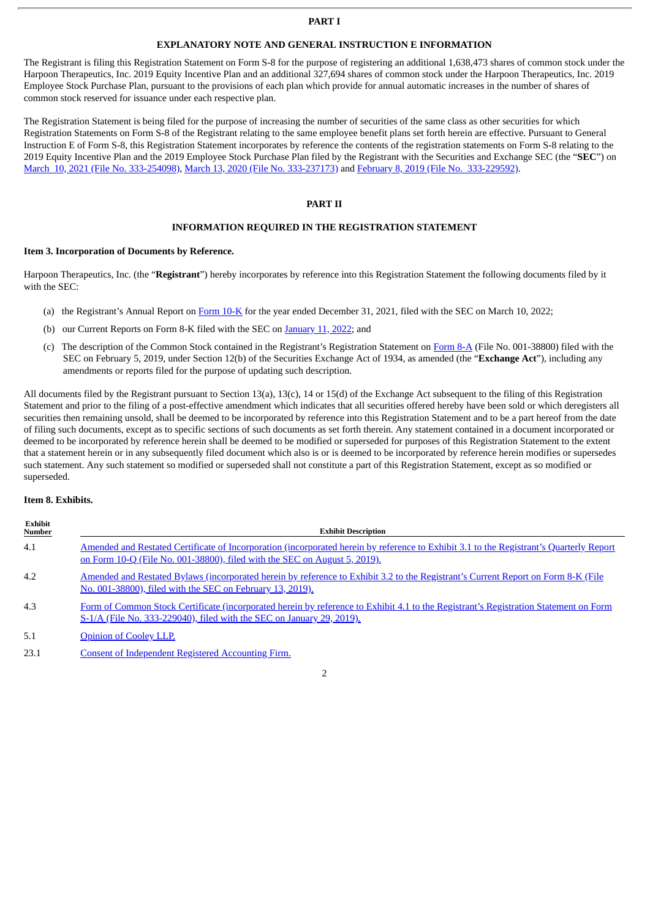# PART I

## EXPLANATORY NOTE AND GENERAL INSTRUCTION E INFORMATION

The Registrant is filing this Registration Statement on Form S-8 for the purpose of registering an additional 1,638,473 shares of common stock under the Harpoon Therapeutics, Inc. 2019 Equity Incentive Plan and an additional 327,694 shares of common stock under the Harpoon Therapeutics, Inc. 2019 Employee Stock Purchase Plan, pursuant to the provisions of each plan which provide for annual automatic increases in the number of shares of common stock reserved for issuance under each respective plan.

The Registration Statement is being filed for the purpose of increasing the number of securities of the same class as other securities for which Registration Statements on Form S-8 of the Registrant relating to the same employee benefit plans set forth herein are effective. Pursuant to General Instruction E of Form S-8, this Registration Statement incorporates by reference the contents of the registration statements on Form S-8 relating to the 2019 Equity Incentive Plan and the 2019 Employee Stock Purchase Plan filed by the Registrant with the Securities and Exchange SEC (the "**SEC**") on March 10, 2021 (File No. 333-254098), March 13, 2020 (File No. 333-237173) and February 8, 2019 (File No. 333-229592).

# PART II

## INFORMATION REQUIRED IN THE REGISTRATION STATEMENT

### Item 3. Incorporation of Documents by Reference.

Harpoon Therapeutics, Inc. (the "**Registrant**") hereby incorporates by reference into this Registration Statement the following documents filed by it with the SEC:

(a) the Registrant's Annual Report on Form 10-K for the year ended December 31, 2021, filed with the SEC on March 10, 2022;

(b) our Current Reports on Form 8-K filed with the SEC on January 11, 2022; and

(c) The description of the Common Stock contained in the Registrant's Registration Statement on Form 8-A (File No. 001-38800) filed with the SEC on February 5, 2019, under Section 12(b) of the Securities Exchange Act of 1934, as amended (the "**Exchange Act**"), including any amendments or reports filed for the purpose of updating such description.

All documents filed by the Registrant pursuant to Section 13(a), 13(c), 14 or 15(d) of the Exchange Act subsequent to the filing of this Registration Statement and prior to the filing of a post-effective amendment which indicates that all securities offered hereby have been sold or which deregisters all securities then remaining unsold, shall be deemed to be incorporated by reference into this Registration Statement and to be a part hereof from the date of filing such documents, except as to specific sections of such documents as set forth therein. Any statement contained in a document incorporated or deemed to be incorporated by reference herein shall be deemed to be modified or superseded for purposes of this Registration Statement to the extent that a statement herein or in any subsequently filed document which also is or is deemed to be incorporated by reference herein modifies or supersedes such statement. Any such statement so modified or superseded shall not constitute a part of this Registration Statement, except as so modified or superseded.

### Item 8. Exhibits.

| Exhibit Number | Exhibit Description |
|---|---|
| 4.1 | Amended and Restated Certificate of Incorporation (incorporated herein by reference to Exhibit 3.1 to the Registrant's Quarterly Report on Form 10-Q (File No. 001-38800), filed with the SEC on August 5, 2019). |
| 4.2 | Amended and Restated Bylaws (incorporated herein by reference to Exhibit 3.2 to the Registrant's Current Report on Form 8-K (File No. 001-38800), filed with the SEC on February 13, 2019). |
| 4.3 | Form of Common Stock Certificate (incorporated herein by reference to Exhibit 4.1 to the Registrant's Registration Statement on Form S-1/A (File No. 333-229040), filed with the SEC on January 29, 2019). |
| 5.1 | Opinion of Cooley LLP. |
| 23.1 | Consent of Independent Registered Accounting Firm. |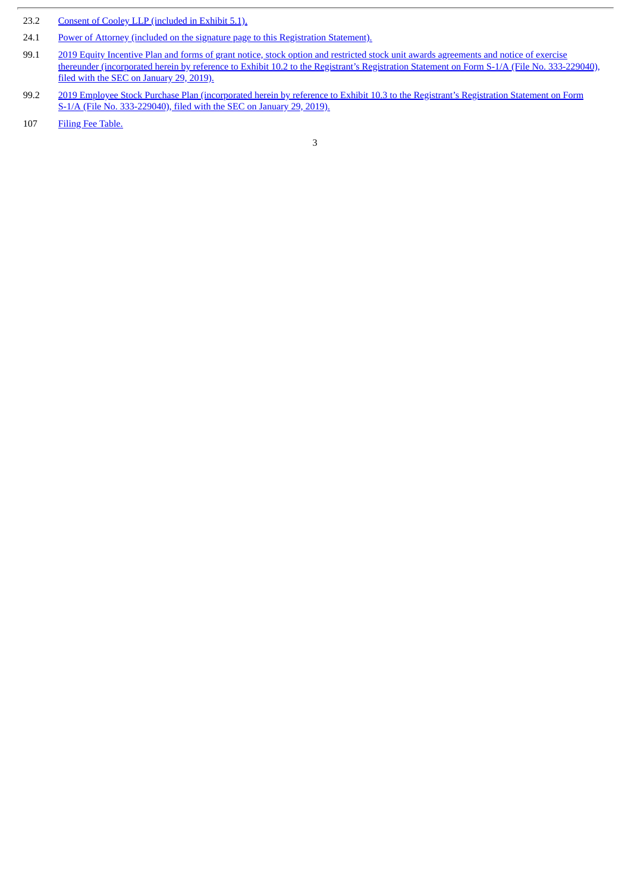| | |
|---|---|
| 23.2 | Consent of Cooley LLP (included in Exhibit 5.1). |
| 24.1 | Power of Attorney (included on the signature page to this Registration Statement). |
| 99.1 | 2019 Equity Incentive Plan and forms of grant notice, stock option and restricted stock unit awards agreements and notice of exercise thereunder (incorporated herein by reference to Exhibit 10.2 to the Registrant's Registration Statement on Form S-1/A (File No. 333-229040), filed with the SEC on January 29, 2019). |
| 99.2 | 2019 Employee Stock Purchase Plan (incorporated herein by reference to Exhibit 10.3 to the Registrant's Registration Statement on Form S-1/A (File No. 333-229040), filed with the SEC on January 29, 2019). |
| 107 | Filing Fee Table. |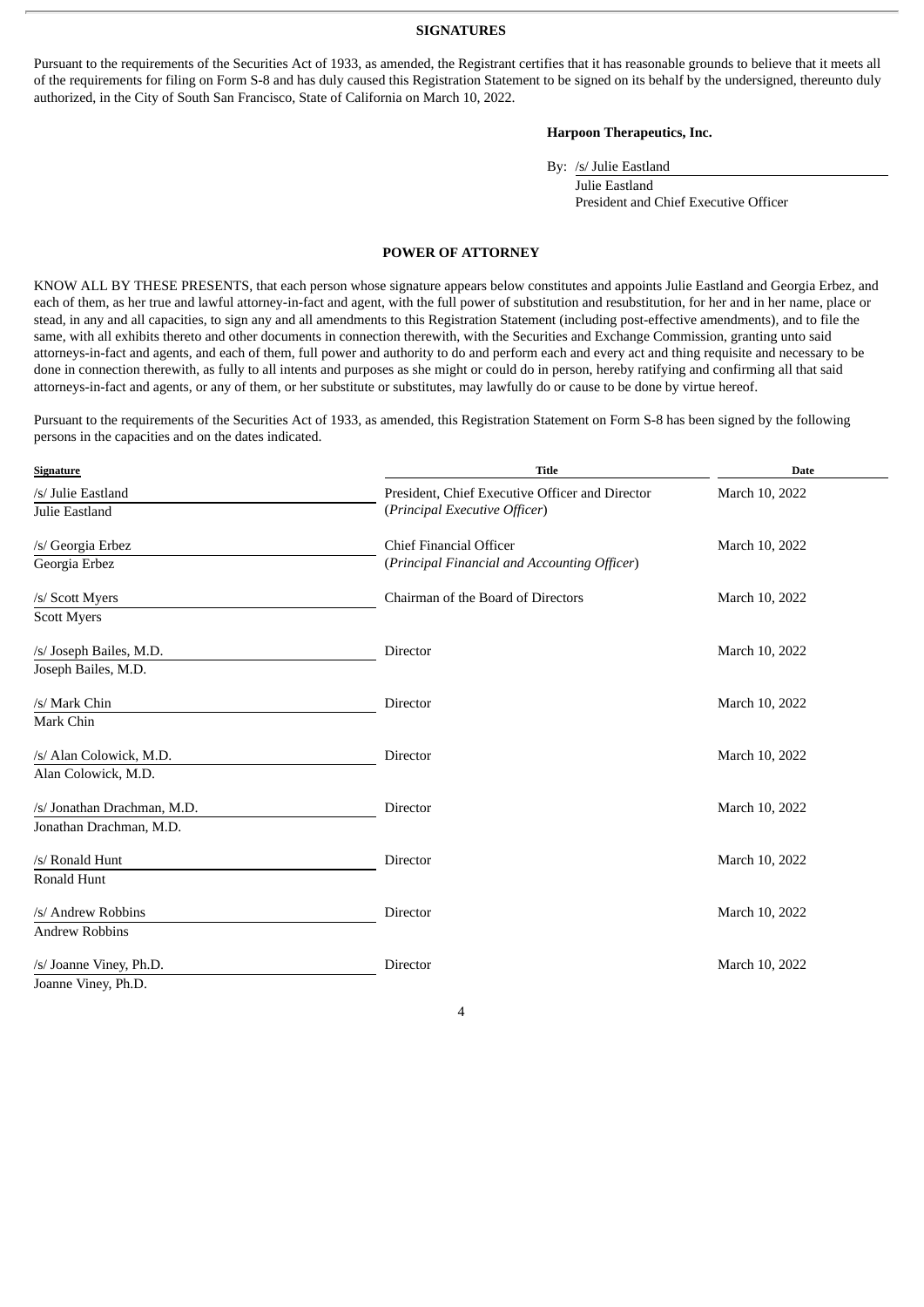## SIGNATURES

Pursuant to the requirements of the Securities Act of 1933, as amended, the Registrant certifies that it has reasonable grounds to believe that it meets all of the requirements for filing on Form S-8 and has duly caused this Registration Statement to be signed on its behalf by the undersigned, thereunto duly authorized, in the City of South San Francisco, State of California on March 10, 2022.

**Harpoon Therapeutics, Inc.**

By: /s/ Julie Eastland
Julie Eastland
President and Chief Executive Officer

## POWER OF ATTORNEY

KNOW ALL BY THESE PRESENTS, that each person whose signature appears below constitutes and appoints Julie Eastland and Georgia Erbez, and each of them, as her true and lawful attorney-in-fact and agent, with the full power of substitution and resubstitution, for her and in her name, place or stead, in any and all capacities, to sign any and all amendments to this Registration Statement (including post-effective amendments), and to file the same, with all exhibits thereto and other documents in connection therewith, with the Securities and Exchange Commission, granting unto said attorneys-in-fact and agents, and each of them, full power and authority to do and perform each and every act and thing requisite and necessary to be done in connection therewith, as fully to all intents and purposes as she might or could do in person, hereby ratifying and confirming all that said attorneys-in-fact and agents, or any of them, or her substitute or substitutes, may lawfully do or cause to be done by virtue hereof.

Pursuant to the requirements of the Securities Act of 1933, as amended, this Registration Statement on Form S-8 has been signed by the following persons in the capacities and on the dates indicated.

| Signature | Title | Date |
|---|---|---|
| /s/ Julie Eastland<br>Julie Eastland | President, Chief Executive Officer and Director<br>(*Principal Executive Officer*) | March 10, 2022 |
| /s/ Georgia Erbez<br>Georgia Erbez | Chief Financial Officer<br>(*Principal Financial and Accounting Officer*) | March 10, 2022 |
| /s/ Scott Myers<br>Scott Myers | Chairman of the Board of Directors | March 10, 2022 |
| /s/ Joseph Bailes, M.D.<br>Joseph Bailes, M.D. | Director | March 10, 2022 |
| /s/ Mark Chin<br>Mark Chin | Director | March 10, 2022 |
| /s/ Alan Colowick, M.D.<br>Alan Colowick, M.D. | Director | March 10, 2022 |
| /s/ Jonathan Drachman, M.D.<br>Jonathan Drachman, M.D. | Director | March 10, 2022 |
| /s/ Ronald Hunt<br>Ronald Hunt | Director | March 10, 2022 |
| /s/ Andrew Robbins<br>Andrew Robbins | Director | March 10, 2022 |
| /s/ Joanne Viney, Ph.D.<br>Joanne Viney, Ph.D. | Director | March 10, 2022 |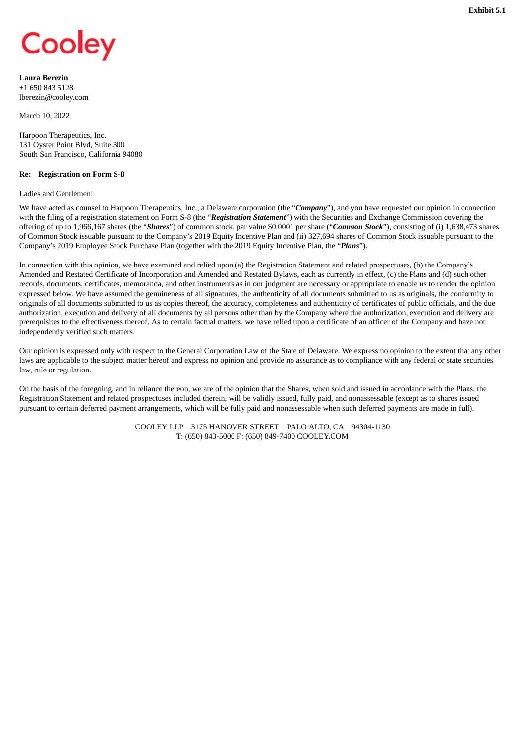Exhibit 5.1

Cooley

**Laura Berezin**
+1 650 843 5128
lberezin@cooley.com

March 10, 2022

Harpoon Therapeutics, Inc.
131 Oyster Point Blvd, Suite 300
South San Francisco, California 94080

**Re: Registration on Form S-8**

Ladies and Gentlemen:

We have acted as counsel to Harpoon Therapeutics, Inc., a Delaware corporation (the "***Company***"), and you have requested our opinion in connection with the filing of a registration statement on Form S-8 (the "***Registration Statement***") with the Securities and Exchange Commission covering the offering of up to 1,966,167 shares (the "***Shares***") of common stock, par value $0.0001 per share ("***Common Stock***"), consisting of (i) 1,638,473 shares of Common Stock issuable pursuant to the Company's 2019 Equity Incentive Plan and (ii) 327,694 shares of Common Stock issuable pursuant to the Company's 2019 Employee Stock Purchase Plan (together with the 2019 Equity Incentive Plan, the "***Plans***").

In connection with this opinion, we have examined and relied upon (a) the Registration Statement and related prospectuses, (b) the Company's Amended and Restated Certificate of Incorporation and Amended and Restated Bylaws, each as currently in effect, (c) the Plans and (d) such other records, documents, certificates, memoranda, and other instruments as in our judgment are necessary or appropriate to enable us to render the opinion expressed below. We have assumed the genuineness of all signatures, the authenticity of all documents submitted to us as originals, the conformity to originals of all documents submitted to us as copies thereof, the accuracy, completeness and authenticity of certificates of public officials, and the due authorization, execution and delivery of all documents by all persons other than by the Company where due authorization, execution and delivery are prerequisites to the effectiveness thereof. As to certain factual matters, we have relied upon a certificate of an officer of the Company and have not independently verified such matters.

Our opinion is expressed only with respect to the General Corporation Law of the State of Delaware. We express no opinion to the extent that any other laws are applicable to the subject matter hereof and express no opinion and provide no assurance as to compliance with any federal or state securities law, rule or regulation.

On the basis of the foregoing, and in reliance thereon, we are of the opinion that the Shares, when sold and issued in accordance with the Plans, the Registration Statement and related prospectuses included therein, will be validly issued, fully paid, and nonassessable (except as to shares issued pursuant to certain deferred payment arrangements, which will be fully paid and nonassessable when such deferred payments are made in full).

COOLEY LLP 3175 HANOVER STREET PALO ALTO, CA 94304-1130
T: (650) 843-5000 F: (650) 849-7400 COOLEY.COM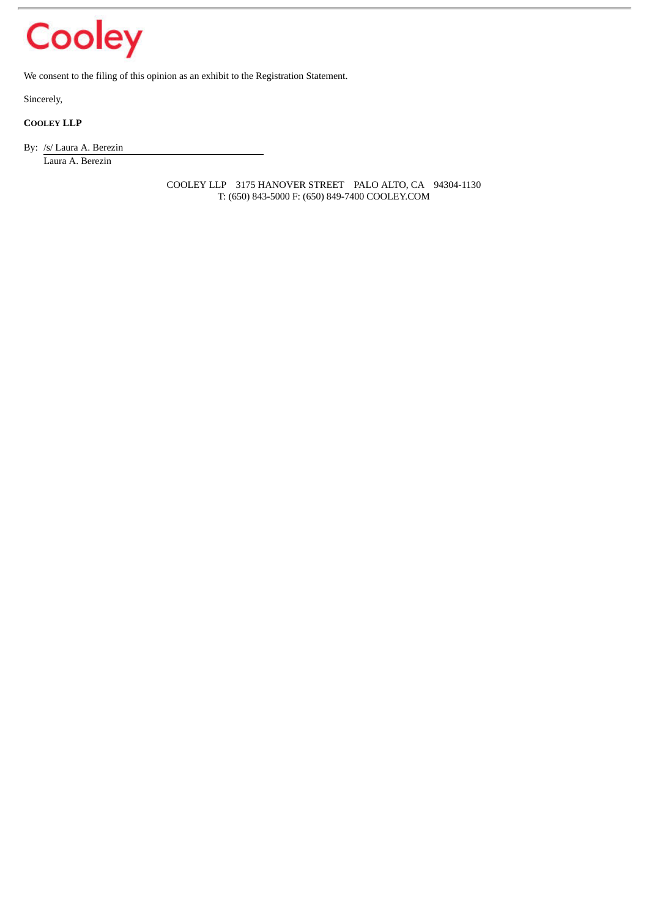We consent to the filing of this opinion as an exhibit to the Registration Statement.

Sincerely,

**COOLEY LLP**

By: /s/ Laura A. Berezin
Laura A. Berezin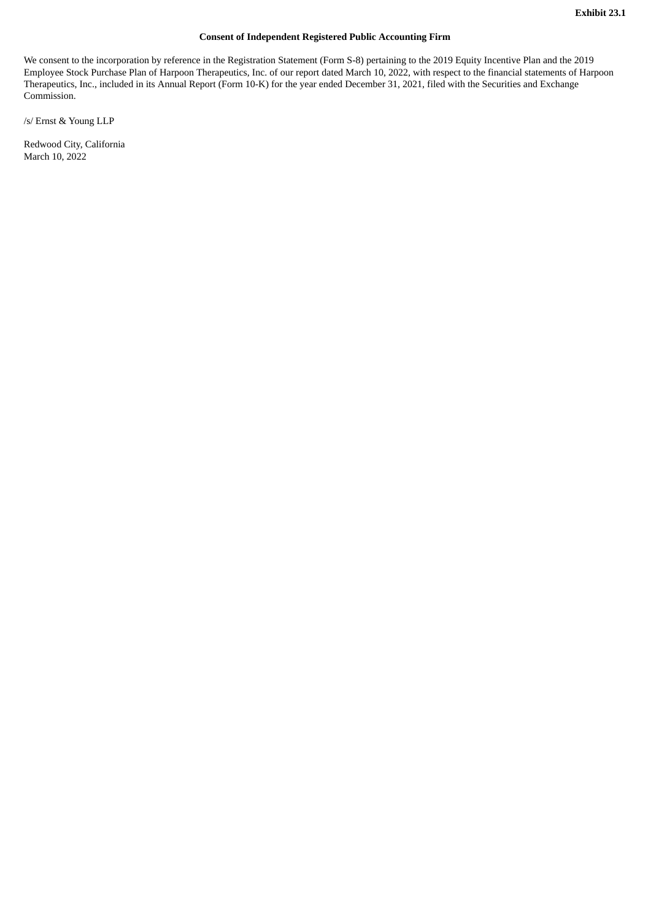**Exhibit 23.1**

**Consent of Independent Registered Public Accounting Firm**

We consent to the incorporation by reference in the Registration Statement (Form S-8) pertaining to the 2019 Equity Incentive Plan and the 2019 Employee Stock Purchase Plan of Harpoon Therapeutics, Inc. of our report dated March 10, 2022, with respect to the financial statements of Harpoon Therapeutics, Inc., included in its Annual Report (Form 10-K) for the year ended December 31, 2021, filed with the Securities and Exchange Commission.

/s/ Ernst & Young LLP

Redwood City, California
March 10, 2022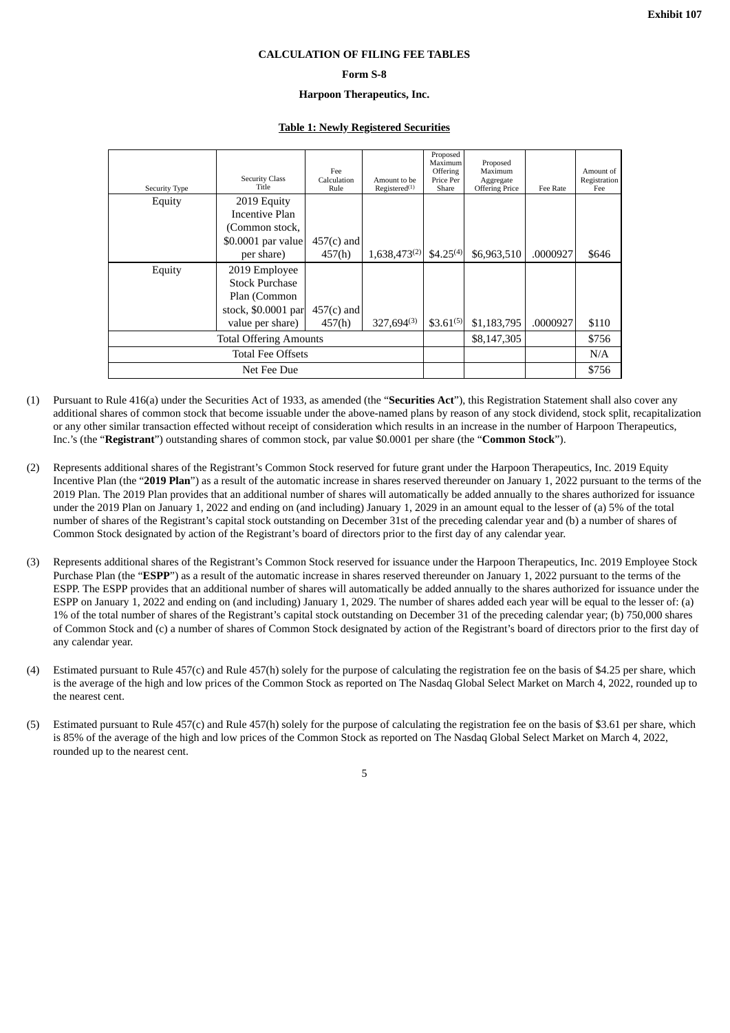**Exhibit 107**

**CALCULATION OF FILING FEE TABLES**

**Form S-8**

**Harpoon Therapeutics, Inc.**

**Table 1: Newly Registered Securities**

| Security Type | Security Class Title | Fee Calculation Rule | Amount to be Registered[(1)] | Proposed Maximum Offering Price Per Share | Proposed Maximum Aggregate Offering Price | Fee Rate | Amount of Registration Fee |
|---|---|---|---|---|---|---|---|
| Equity | 2019 Equity Incentive Plan (Common stock, $0.0001 par value per share) | 457(c) and 457(h) | 1,638,473[(2)] | $4.25[(4)] | $6,963,510 | .0000927 | $646 |
| Equity | 2019 Employee Stock Purchase Plan (Common stock, $0.0001 par value per share) | 457(c) and 457(h) | 327,694[(3)] | $3.61[(5)] | $1,183,795 | .0000927 | $110 |
| Total Offering Amounts | | | | | $8,147,305 | | $756 |
| Total Fee Offsets | | | | | | | N/A |
| Net Fee Due | | | | | | | $756 |

(1) Pursuant to Rule 416(a) under the Securities Act of 1933, as amended (the "**Securities Act**"), this Registration Statement shall also cover any additional shares of common stock that become issuable under the above-named plans by reason of any stock dividend, stock split, recapitalization or any other similar transaction effected without receipt of consideration which results in an increase in the number of Harpoon Therapeutics, Inc.'s (the "**Registrant**") outstanding shares of common stock, par value $0.0001 per share (the "**Common Stock**").

(2) Represents additional shares of the Registrant's Common Stock reserved for future grant under the Harpoon Therapeutics, Inc. 2019 Equity Incentive Plan (the "**2019 Plan**") as a result of the automatic increase in shares reserved thereunder on January 1, 2022 pursuant to the terms of the 2019 Plan. The 2019 Plan provides that an additional number of shares will automatically be added annually to the shares authorized for issuance under the 2019 Plan on January 1, 2022 and ending on (and including) January 1, 2029 in an amount equal to the lesser of (a) 5% of the total number of shares of the Registrant's capital stock outstanding on December 31st of the preceding calendar year and (b) a number of shares of Common Stock designated by action of the Registrant's board of directors prior to the first day of any calendar year.

(3) Represents additional shares of the Registrant's Common Stock reserved for issuance under the Harpoon Therapeutics, Inc. 2019 Employee Stock Purchase Plan (the "**ESPP**") as a result of the automatic increase in shares reserved thereunder on January 1, 2022 pursuant to the terms of the ESPP. The ESPP provides that an additional number of shares will automatically be added annually to the shares authorized for issuance under the ESPP on January 1, 2022 and ending on (and including) January 1, 2029. The number of shares added each year will be equal to the lesser of: (a) 1% of the total number of shares of the Registrant's capital stock outstanding on December 31 of the preceding calendar year; (b) 750,000 shares of Common Stock and (c) a number of shares of Common Stock designated by action of the Registrant's board of directors prior to the first day of any calendar year.

(4) Estimated pursuant to Rule 457(c) and Rule 457(h) solely for the purpose of calculating the registration fee on the basis of $4.25 per share, which is the average of the high and low prices of the Common Stock as reported on The Nasdaq Global Select Market on March 4, 2022, rounded up to the nearest cent.

(5) Estimated pursuant to Rule 457(c) and Rule 457(h) solely for the purpose of calculating the registration fee on the basis of $3.61 per share, which is 85% of the average of the high and low prices of the Common Stock as reported on The Nasdaq Global Select Market on March 4, 2022, rounded up to the nearest cent.